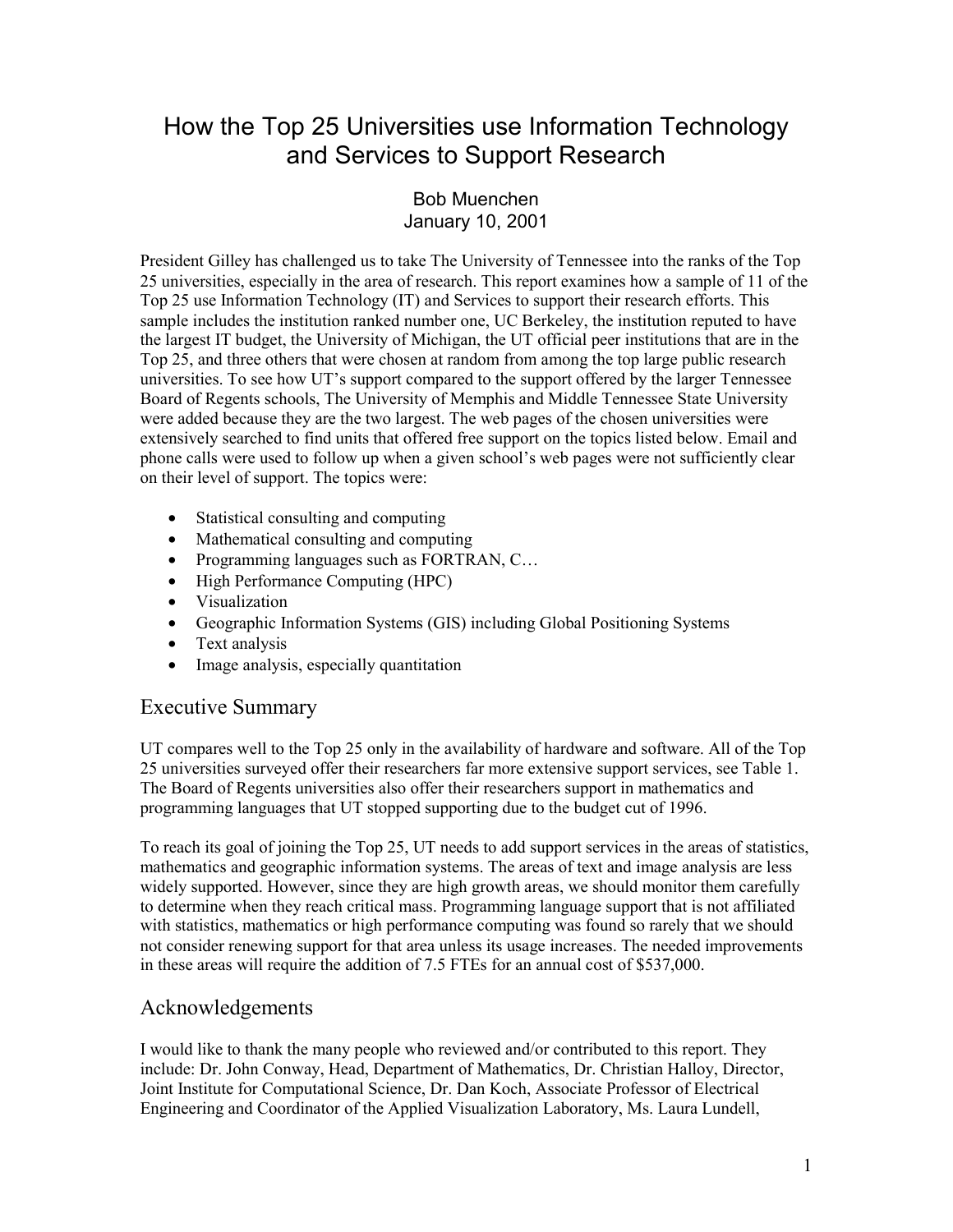# How the Top 25 Universities use Information Technology and Services to Support Research

Bob Muenchen
January 10, 2001

President Gilley has challenged us to take The University of Tennessee into the ranks of the Top 25 universities, especially in the area of research. This report examines how a sample of 11 of the Top 25 use Information Technology (IT) and Services to support their research efforts. This sample includes the institution ranked number one, UC Berkeley, the institution reputed to have the largest IT budget, the University of Michigan, the UT official peer institutions that are in the Top 25, and three others that were chosen at random from among the top large public research universities. To see how UT's support compared to the support offered by the larger Tennessee Board of Regents schools, The University of Memphis and Middle Tennessee State University were added because they are the two largest. The web pages of the chosen universities were extensively searched to find units that offered free support on the topics listed below. Email and phone calls were used to follow up when a given school's web pages were not sufficiently clear on their level of support. The topics were:

- Statistical consulting and computing
- Mathematical consulting and computing
- Programming languages such as FORTRAN, C…
- High Performance Computing (HPC)
- Visualization
- Geographic Information Systems (GIS) including Global Positioning Systems
- Text analysis
- Image analysis, especially quantitation

## Executive Summary

UT compares well to the Top 25 only in the availability of hardware and software. All of the Top 25 universities surveyed offer their researchers far more extensive support services, see Table 1. The Board of Regents universities also offer their researchers support in mathematics and programming languages that UT stopped supporting due to the budget cut of 1996.

To reach its goal of joining the Top 25, UT needs to add support services in the areas of statistics, mathematics and geographic information systems. The areas of text and image analysis are less widely supported. However, since they are high growth areas, we should monitor them carefully to determine when they reach critical mass. Programming language support that is not affiliated with statistics, mathematics or high performance computing was found so rarely that we should not consider renewing support for that area unless its usage increases. The needed improvements in these areas will require the addition of 7.5 FTEs for an annual cost of $537,000.

## Acknowledgements

I would like to thank the many people who reviewed and/or contributed to this report. They include: Dr. John Conway, Head, Department of Mathematics, Dr. Christian Halloy, Director, Joint Institute for Computational Science, Dr. Dan Koch, Associate Professor of Electrical Engineering and Coordinator of the Applied Visualization Laboratory, Ms. Laura Lundell,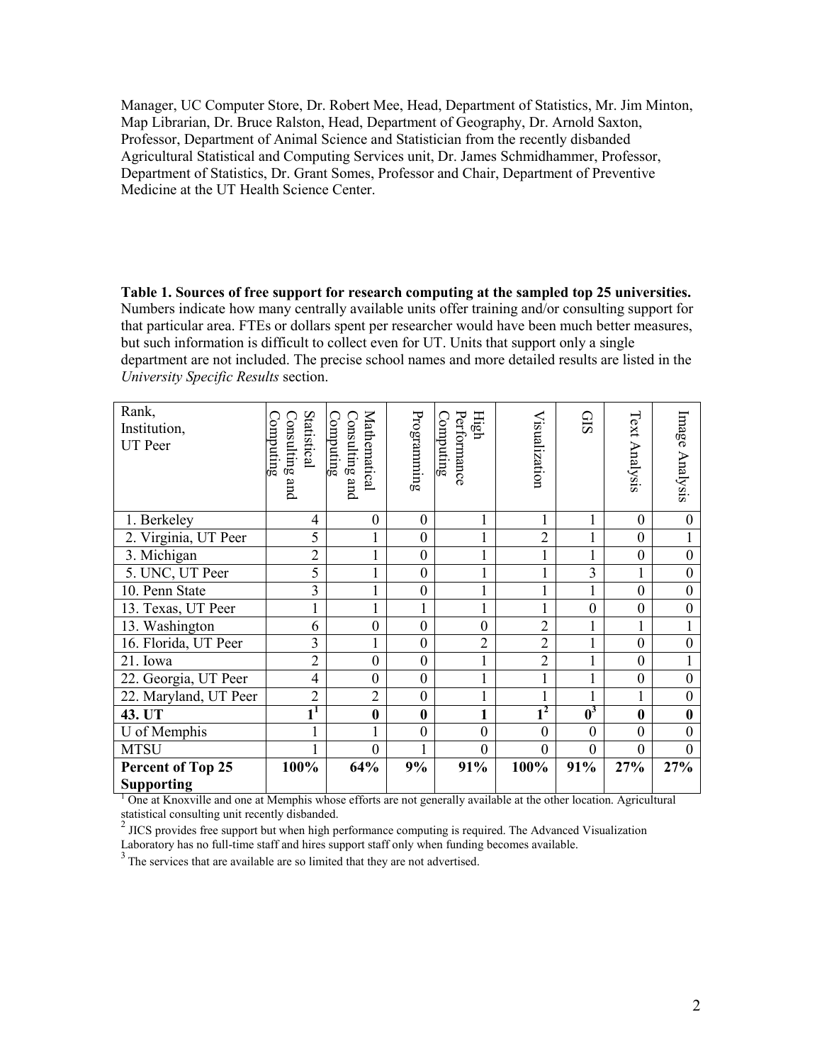Manager, UC Computer Store, Dr. Robert Mee, Head, Department of Statistics, Mr. Jim Minton, Map Librarian, Dr. Bruce Ralston, Head, Department of Geography, Dr. Arnold Saxton, Professor, Department of Animal Science and Statistician from the recently disbanded Agricultural Statistical and Computing Services unit, Dr. James Schmidhammer, Professor, Department of Statistics, Dr. Grant Somes, Professor and Chair, Department of Preventive Medicine at the UT Health Science Center.

**Table 1. Sources of free support for research computing at the sampled top 25 universities.** Numbers indicate how many centrally available units offer training and/or consulting support for that particular area. FTEs or dollars spent per researcher would have been much better measures, but such information is difficult to collect even for UT. Units that support only a single department are not included. The precise school names and more detailed results are listed in the *University Specific Results* section.

| Rank, Institution, UT Peer | Statistical Consulting and Computing | Mathematical Consulting and Computing | Programming | High Performance Computing | Visualization | GIS | Text Analysis | Image Analysis |
|---|---|---|---|---|---|---|---|---|
| 1. Berkeley | 4 | 0 | 0 | 1 | 1 | 1 | 0 | 0 |
| 2. Virginia, UT Peer | 5 | 1 | 0 | 1 | 2 | 1 | 0 | 1 |
| 3. Michigan | 2 | 1 | 0 | 1 | 1 | 1 | 0 | 0 |
| 5. UNC, UT Peer | 5 | 1 | 0 | 1 | 1 | 3 | 1 | 0 |
| 10. Penn State | 3 | 1 | 0 | 1 | 1 | 1 | 0 | 0 |
| 13. Texas, UT Peer | 1 | 1 | 1 | 1 | 1 | 0 | 0 | 0 |
| 13. Washington | 6 | 0 | 0 | 0 | 2 | 1 | 1 | 1 |
| 16. Florida, UT Peer | 3 | 1 | 0 | 2 | 2 | 1 | 0 | 0 |
| 21. Iowa | 2 | 0 | 0 | 1 | 2 | 1 | 0 | 1 |
| 22. Georgia, UT Peer | 4 | 0 | 0 | 1 | 1 | 1 | 0 | 0 |
| 22. Maryland, UT Peer | 2 | 2 | 0 | 1 | 1 | 1 | 1 | 0 |
| **43. UT** | **1**[1] | **0** | **0** | **1** | **1**[2] | **0**[3] | **0** | **0** |
| U of Memphis | 1 | 1 | 0 | 0 | 0 | 0 | 0 | 0 |
| MTSU | 1 | 0 | 1 | 0 | 0 | 0 | 0 | 0 |
| **Percent of Top 25 Supporting** | **100%** | **64%** | **9%** | **91%** | **100%** | **91%** | **27%** | **27%** |

[1] One at Knoxville and one at Memphis whose efforts are not generally available at the other location. Agricultural statistical consulting unit recently disbanded.

[2] JICS provides free support but when high performance computing is required. The Advanced Visualization Laboratory has no full-time staff and hires support staff only when funding becomes available.

[3] The services that are available are so limited that they are not advertised.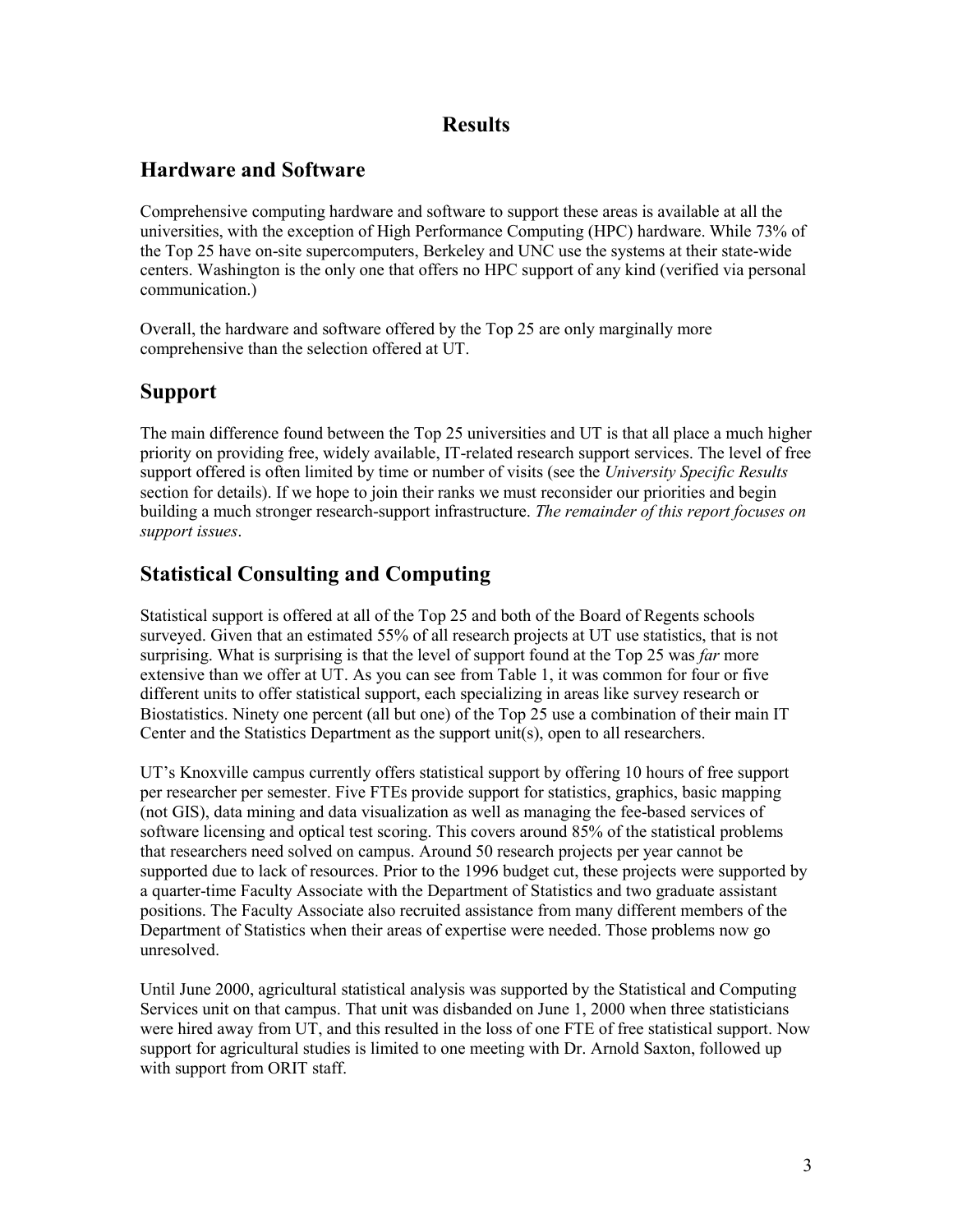# Results

## Hardware and Software

Comprehensive computing hardware and software to support these areas is available at all the universities, with the exception of High Performance Computing (HPC) hardware. While 73% of the Top 25 have on-site supercomputers, Berkeley and UNC use the systems at their state-wide centers. Washington is the only one that offers no HPC support of any kind (verified via personal communication.)

Overall, the hardware and software offered by the Top 25 are only marginally more comprehensive than the selection offered at UT.

## Support

The main difference found between the Top 25 universities and UT is that all place a much higher priority on providing free, widely available, IT-related research support services. The level of free support offered is often limited by time or number of visits (see the *University Specific Results* section for details). If we hope to join their ranks we must reconsider our priorities and begin building a much stronger research-support infrastructure. *The remainder of this report focuses on support issues*.

## Statistical Consulting and Computing

Statistical support is offered at all of the Top 25 and both of the Board of Regents schools surveyed. Given that an estimated 55% of all research projects at UT use statistics, that is not surprising. What is surprising is that the level of support found at the Top 25 was *far* more extensive than we offer at UT. As you can see from Table 1, it was common for four or five different units to offer statistical support, each specializing in areas like survey research or Biostatistics. Ninety one percent (all but one) of the Top 25 use a combination of their main IT Center and the Statistics Department as the support unit(s), open to all researchers.

UT's Knoxville campus currently offers statistical support by offering 10 hours of free support per researcher per semester. Five FTEs provide support for statistics, graphics, basic mapping (not GIS), data mining and data visualization as well as managing the fee-based services of software licensing and optical test scoring. This covers around 85% of the statistical problems that researchers need solved on campus. Around 50 research projects per year cannot be supported due to lack of resources. Prior to the 1996 budget cut, these projects were supported by a quarter-time Faculty Associate with the Department of Statistics and two graduate assistant positions. The Faculty Associate also recruited assistance from many different members of the Department of Statistics when their areas of expertise were needed. Those problems now go unresolved.

Until June 2000, agricultural statistical analysis was supported by the Statistical and Computing Services unit on that campus. That unit was disbanded on June 1, 2000 when three statisticians were hired away from UT, and this resulted in the loss of one FTE of free statistical support. Now support for agricultural studies is limited to one meeting with Dr. Arnold Saxton, followed up with support from ORIT staff.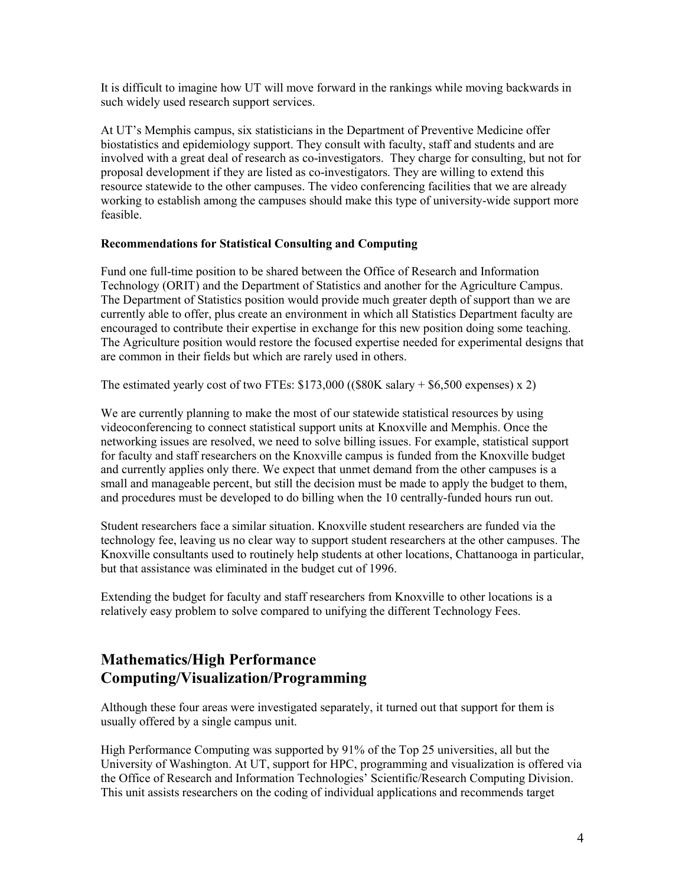It is difficult to imagine how UT will move forward in the rankings while moving backwards in such widely used research support services.

At UT's Memphis campus, six statisticians in the Department of Preventive Medicine offer biostatistics and epidemiology support. They consult with faculty, staff and students and are involved with a great deal of research as co-investigators. They charge for consulting, but not for proposal development if they are listed as co-investigators. They are willing to extend this resource statewide to the other campuses. The video conferencing facilities that we are already working to establish among the campuses should make this type of university-wide support more feasible.

**Recommendations for Statistical Consulting and Computing**

Fund one full-time position to be shared between the Office of Research and Information Technology (ORIT) and the Department of Statistics and another for the Agriculture Campus. The Department of Statistics position would provide much greater depth of support than we are currently able to offer, plus create an environment in which all Statistics Department faculty are encouraged to contribute their expertise in exchange for this new position doing some teaching. The Agriculture position would restore the focused expertise needed for experimental designs that are common in their fields but which are rarely used in others.

The estimated yearly cost of two FTEs: $173,000 (($80K salary + $6,500 expenses) x 2)

We are currently planning to make the most of our statewide statistical resources by using videoconferencing to connect statistical support units at Knoxville and Memphis. Once the networking issues are resolved, we need to solve billing issues. For example, statistical support for faculty and staff researchers on the Knoxville campus is funded from the Knoxville budget and currently applies only there. We expect that unmet demand from the other campuses is a small and manageable percent, but still the decision must be made to apply the budget to them, and procedures must be developed to do billing when the 10 centrally-funded hours run out.

Student researchers face a similar situation. Knoxville student researchers are funded via the technology fee, leaving us no clear way to support student researchers at the other campuses. The Knoxville consultants used to routinely help students at other locations, Chattanooga in particular, but that assistance was eliminated in the budget cut of 1996.

Extending the budget for faculty and staff researchers from Knoxville to other locations is a relatively easy problem to solve compared to unifying the different Technology Fees.

## Mathematics/High Performance Computing/Visualization/Programming

Although these four areas were investigated separately, it turned out that support for them is usually offered by a single campus unit.

High Performance Computing was supported by 91% of the Top 25 universities, all but the University of Washington. At UT, support for HPC, programming and visualization is offered via the Office of Research and Information Technologies' Scientific/Research Computing Division. This unit assists researchers on the coding of individual applications and recommends target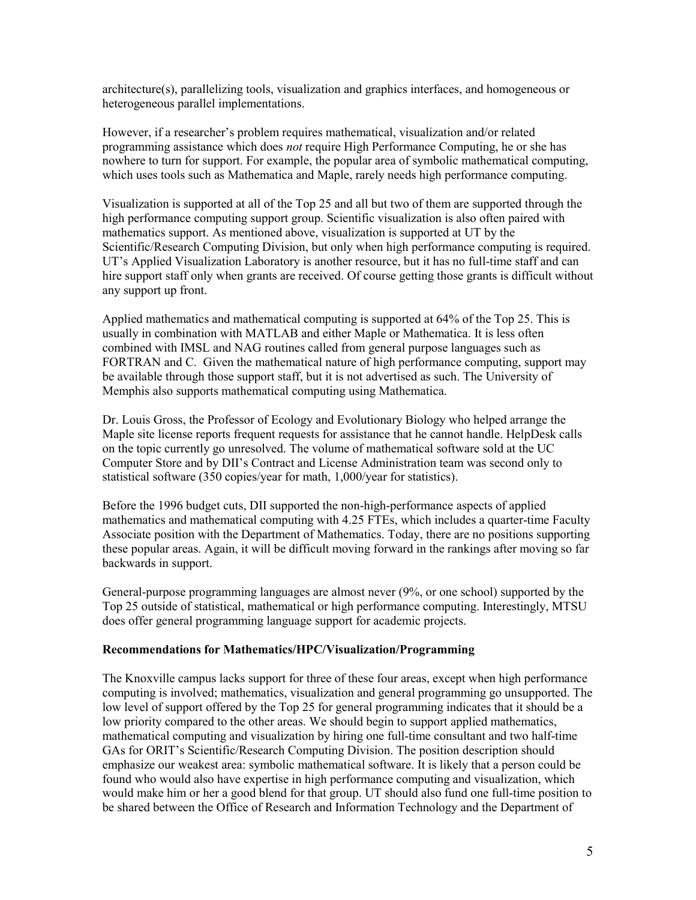architecture(s), parallelizing tools, visualization and graphics interfaces, and homogeneous or heterogeneous parallel implementations.

However, if a researcher's problem requires mathematical, visualization and/or related programming assistance which does *not* require High Performance Computing, he or she has nowhere to turn for support. For example, the popular area of symbolic mathematical computing, which uses tools such as Mathematica and Maple, rarely needs high performance computing.

Visualization is supported at all of the Top 25 and all but two of them are supported through the high performance computing support group. Scientific visualization is also often paired with mathematics support. As mentioned above, visualization is supported at UT by the Scientific/Research Computing Division, but only when high performance computing is required. UT's Applied Visualization Laboratory is another resource, but it has no full-time staff and can hire support staff only when grants are received. Of course getting those grants is difficult without any support up front.

Applied mathematics and mathematical computing is supported at 64% of the Top 25. This is usually in combination with MATLAB and either Maple or Mathematica. It is less often combined with IMSL and NAG routines called from general purpose languages such as FORTRAN and C. Given the mathematical nature of high performance computing, support may be available through those support staff, but it is not advertised as such. The University of Memphis also supports mathematical computing using Mathematica.

Dr. Louis Gross, the Professor of Ecology and Evolutionary Biology who helped arrange the Maple site license reports frequent requests for assistance that he cannot handle. HelpDesk calls on the topic currently go unresolved. The volume of mathematical software sold at the UC Computer Store and by DII's Contract and License Administration team was second only to statistical software (350 copies/year for math, 1,000/year for statistics).

Before the 1996 budget cuts, DII supported the non-high-performance aspects of applied mathematics and mathematical computing with 4.25 FTEs, which includes a quarter-time Faculty Associate position with the Department of Mathematics. Today, there are no positions supporting these popular areas. Again, it will be difficult moving forward in the rankings after moving so far backwards in support.

General-purpose programming languages are almost never (9%, or one school) supported by the Top 25 outside of statistical, mathematical or high performance computing. Interestingly, MTSU does offer general programming language support for academic projects.

**Recommendations for Mathematics/HPC/Visualization/Programming**

The Knoxville campus lacks support for three of these four areas, except when high performance computing is involved; mathematics, visualization and general programming go unsupported. The low level of support offered by the Top 25 for general programming indicates that it should be a low priority compared to the other areas. We should begin to support applied mathematics, mathematical computing and visualization by hiring one full-time consultant and two half-time GAs for ORIT's Scientific/Research Computing Division. The position description should emphasize our weakest area: symbolic mathematical software. It is likely that a person could be found who would also have expertise in high performance computing and visualization, which would make him or her a good blend for that group. UT should also fund one full-time position to be shared between the Office of Research and Information Technology and the Department of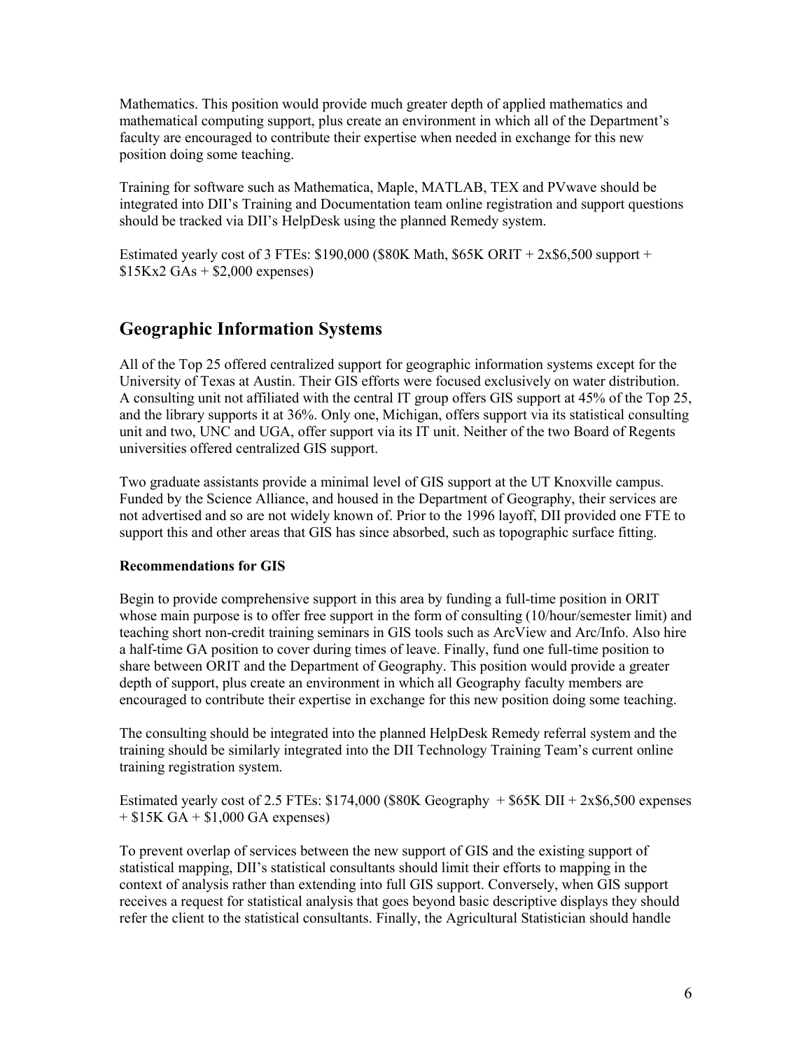Mathematics. This position would provide much greater depth of applied mathematics and mathematical computing support, plus create an environment in which all of the Department's faculty are encouraged to contribute their expertise when needed in exchange for this new position doing some teaching.

Training for software such as Mathematica, Maple, MATLAB, TEX and PVwave should be integrated into DII's Training and Documentation team online registration and support questions should be tracked via DII's HelpDesk using the planned Remedy system.

Estimated yearly cost of 3 FTEs: $190,000 ($80K Math, $65K ORIT + 2x$6,500 support + $15Kx2 GAs + $2,000 expenses)

## Geographic Information Systems

All of the Top 25 offered centralized support for geographic information systems except for the University of Texas at Austin. Their GIS efforts were focused exclusively on water distribution. A consulting unit not affiliated with the central IT group offers GIS support at 45% of the Top 25, and the library supports it at 36%. Only one, Michigan, offers support via its statistical consulting unit and two, UNC and UGA, offer support via its IT unit. Neither of the two Board of Regents universities offered centralized GIS support.

Two graduate assistants provide a minimal level of GIS support at the UT Knoxville campus. Funded by the Science Alliance, and housed in the Department of Geography, their services are not advertised and so are not widely known of. Prior to the 1996 layoff, DII provided one FTE to support this and other areas that GIS has since absorbed, such as topographic surface fitting.

### Recommendations for GIS

Begin to provide comprehensive support in this area by funding a full-time position in ORIT whose main purpose is to offer free support in the form of consulting (10/hour/semester limit) and teaching short non-credit training seminars in GIS tools such as ArcView and Arc/Info. Also hire a half-time GA position to cover during times of leave. Finally, fund one full-time position to share between ORIT and the Department of Geography. This position would provide a greater depth of support, plus create an environment in which all Geography faculty members are encouraged to contribute their expertise in exchange for this new position doing some teaching.

The consulting should be integrated into the planned HelpDesk Remedy referral system and the training should be similarly integrated into the DII Technology Training Team's current online training registration system.

Estimated yearly cost of 2.5 FTEs: $174,000 ($80K Geography + $65K DII + 2x$6,500 expenses + $15K GA + $1,000 GA expenses)

To prevent overlap of services between the new support of GIS and the existing support of statistical mapping, DII's statistical consultants should limit their efforts to mapping in the context of analysis rather than extending into full GIS support. Conversely, when GIS support receives a request for statistical analysis that goes beyond basic descriptive displays they should refer the client to the statistical consultants. Finally, the Agricultural Statistician should handle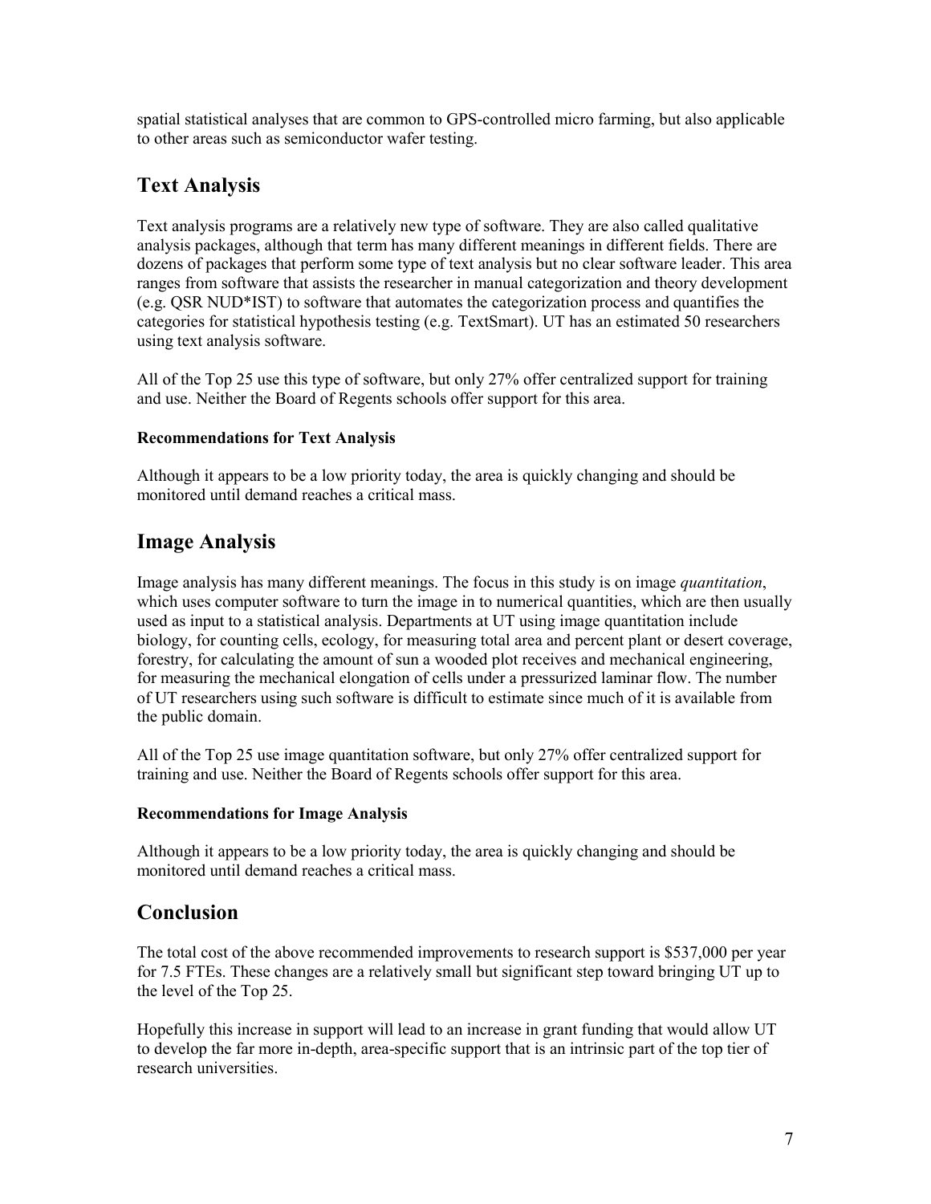spatial statistical analyses that are common to GPS-controlled micro farming, but also applicable to other areas such as semiconductor wafer testing.

## Text Analysis

Text analysis programs are a relatively new type of software. They are also called qualitative analysis packages, although that term has many different meanings in different fields. There are dozens of packages that perform some type of text analysis but no clear software leader. This area ranges from software that assists the researcher in manual categorization and theory development (e.g. QSR NUD*IST) to software that automates the categorization process and quantifies the categories for statistical hypothesis testing (e.g. TextSmart). UT has an estimated 50 researchers using text analysis software.

All of the Top 25 use this type of software, but only 27% offer centralized support for training and use. Neither the Board of Regents schools offer support for this area.

#### Recommendations for Text Analysis

Although it appears to be a low priority today, the area is quickly changing and should be monitored until demand reaches a critical mass.

## Image Analysis

Image analysis has many different meanings. The focus in this study is on image *quantitation*, which uses computer software to turn the image in to numerical quantities, which are then usually used as input to a statistical analysis. Departments at UT using image quantitation include biology, for counting cells, ecology, for measuring total area and percent plant or desert coverage, forestry, for calculating the amount of sun a wooded plot receives and mechanical engineering, for measuring the mechanical elongation of cells under a pressurized laminar flow. The number of UT researchers using such software is difficult to estimate since much of it is available from the public domain.

All of the Top 25 use image quantitation software, but only 27% offer centralized support for training and use. Neither the Board of Regents schools offer support for this area.

#### Recommendations for Image Analysis

Although it appears to be a low priority today, the area is quickly changing and should be monitored until demand reaches a critical mass.

## Conclusion

The total cost of the above recommended improvements to research support is $537,000 per year for 7.5 FTEs. These changes are a relatively small but significant step toward bringing UT up to the level of the Top 25.

Hopefully this increase in support will lead to an increase in grant funding that would allow UT to develop the far more in-depth, area-specific support that is an intrinsic part of the top tier of research universities.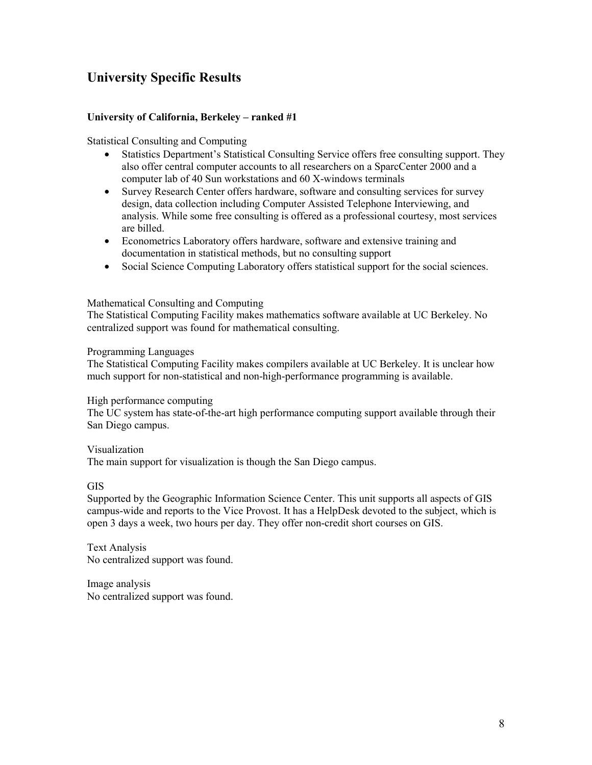## University Specific Results

### University of California, Berkeley – ranked #1

Statistical Consulting and Computing

- Statistics Department's Statistical Consulting Service offers free consulting support. They also offer central computer accounts to all researchers on a SparcCenter 2000 and a computer lab of 40 Sun workstations and 60 X-windows terminals
- Survey Research Center offers hardware, software and consulting services for survey design, data collection including Computer Assisted Telephone Interviewing, and analysis. While some free consulting is offered as a professional courtesy, most services are billed.
- Econometrics Laboratory offers hardware, software and extensive training and documentation in statistical methods, but no consulting support
- Social Science Computing Laboratory offers statistical support for the social sciences.

Mathematical Consulting and Computing

The Statistical Computing Facility makes mathematics software available at UC Berkeley. No centralized support was found for mathematical consulting.

Programming Languages

The Statistical Computing Facility makes compilers available at UC Berkeley. It is unclear how much support for non-statistical and non-high-performance programming is available.

High performance computing

The UC system has state-of-the-art high performance computing support available through their San Diego campus.

Visualization

The main support for visualization is though the San Diego campus.

GIS

Supported by the Geographic Information Science Center. This unit supports all aspects of GIS campus-wide and reports to the Vice Provost. It has a HelpDesk devoted to the subject, which is open 3 days a week, two hours per day. They offer non-credit short courses on GIS.

Text Analysis

No centralized support was found.

Image analysis

No centralized support was found.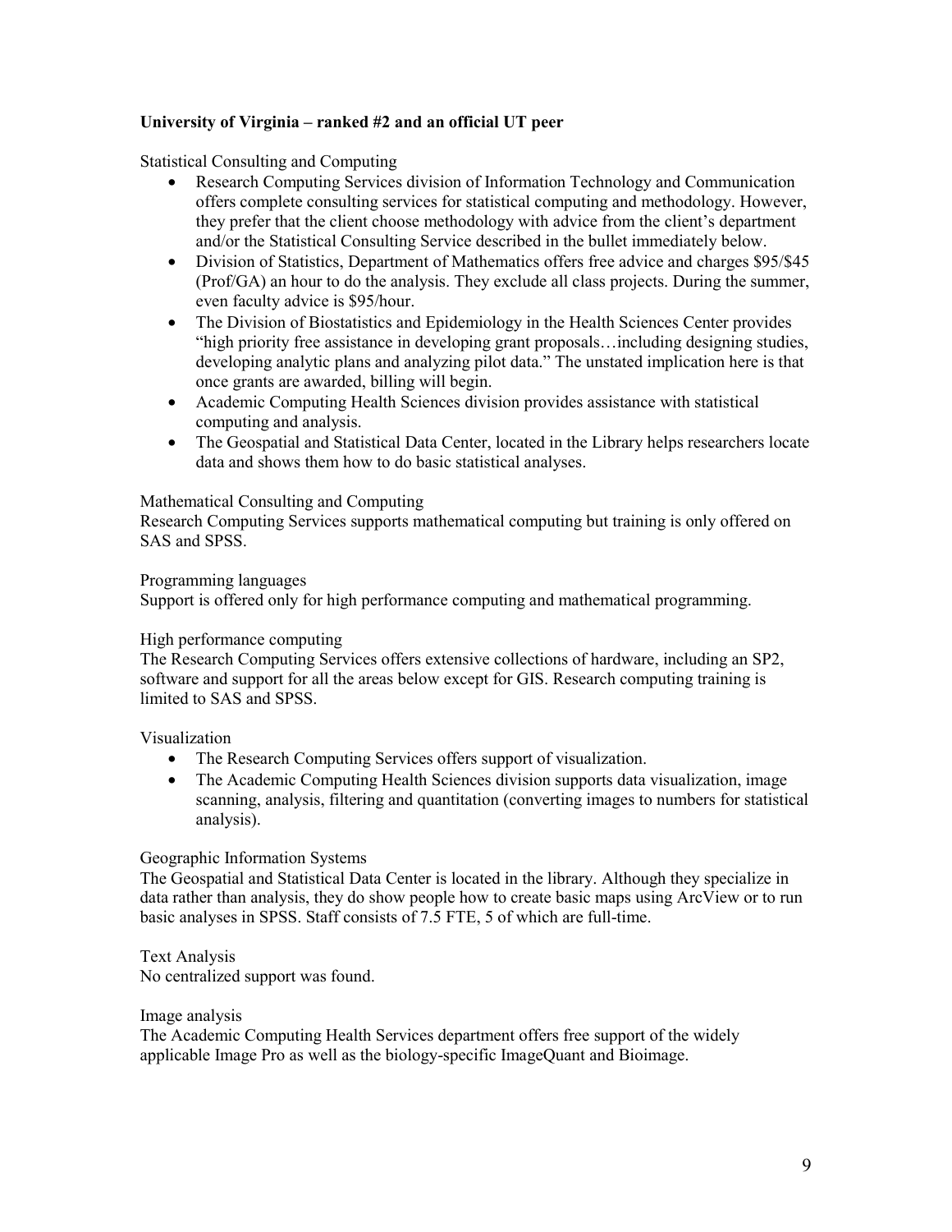**University of Virginia – ranked #2 and an official UT peer**

Statistical Consulting and Computing

- Research Computing Services division of Information Technology and Communication offers complete consulting services for statistical computing and methodology. However, they prefer that the client choose methodology with advice from the client's department and/or the Statistical Consulting Service described in the bullet immediately below.
- Division of Statistics, Department of Mathematics offers free advice and charges $95/$45 (Prof/GA) an hour to do the analysis. They exclude all class projects. During the summer, even faculty advice is $95/hour.
- The Division of Biostatistics and Epidemiology in the Health Sciences Center provides "high priority free assistance in developing grant proposals…including designing studies, developing analytic plans and analyzing pilot data." The unstated implication here is that once grants are awarded, billing will begin.
- Academic Computing Health Sciences division provides assistance with statistical computing and analysis.
- The Geospatial and Statistical Data Center, located in the Library helps researchers locate data and shows them how to do basic statistical analyses.

Mathematical Consulting and Computing

Research Computing Services supports mathematical computing but training is only offered on SAS and SPSS.

Programming languages

Support is offered only for high performance computing and mathematical programming.

High performance computing

The Research Computing Services offers extensive collections of hardware, including an SP2, software and support for all the areas below except for GIS. Research computing training is limited to SAS and SPSS.

Visualization

- The Research Computing Services offers support of visualization.
- The Academic Computing Health Sciences division supports data visualization, image scanning, analysis, filtering and quantitation (converting images to numbers for statistical analysis).

Geographic Information Systems

The Geospatial and Statistical Data Center is located in the library. Although they specialize in data rather than analysis, they do show people how to create basic maps using ArcView or to run basic analyses in SPSS. Staff consists of 7.5 FTE, 5 of which are full-time.

Text Analysis

No centralized support was found.

Image analysis

The Academic Computing Health Services department offers free support of the widely applicable Image Pro as well as the biology-specific ImageQuant and Bioimage.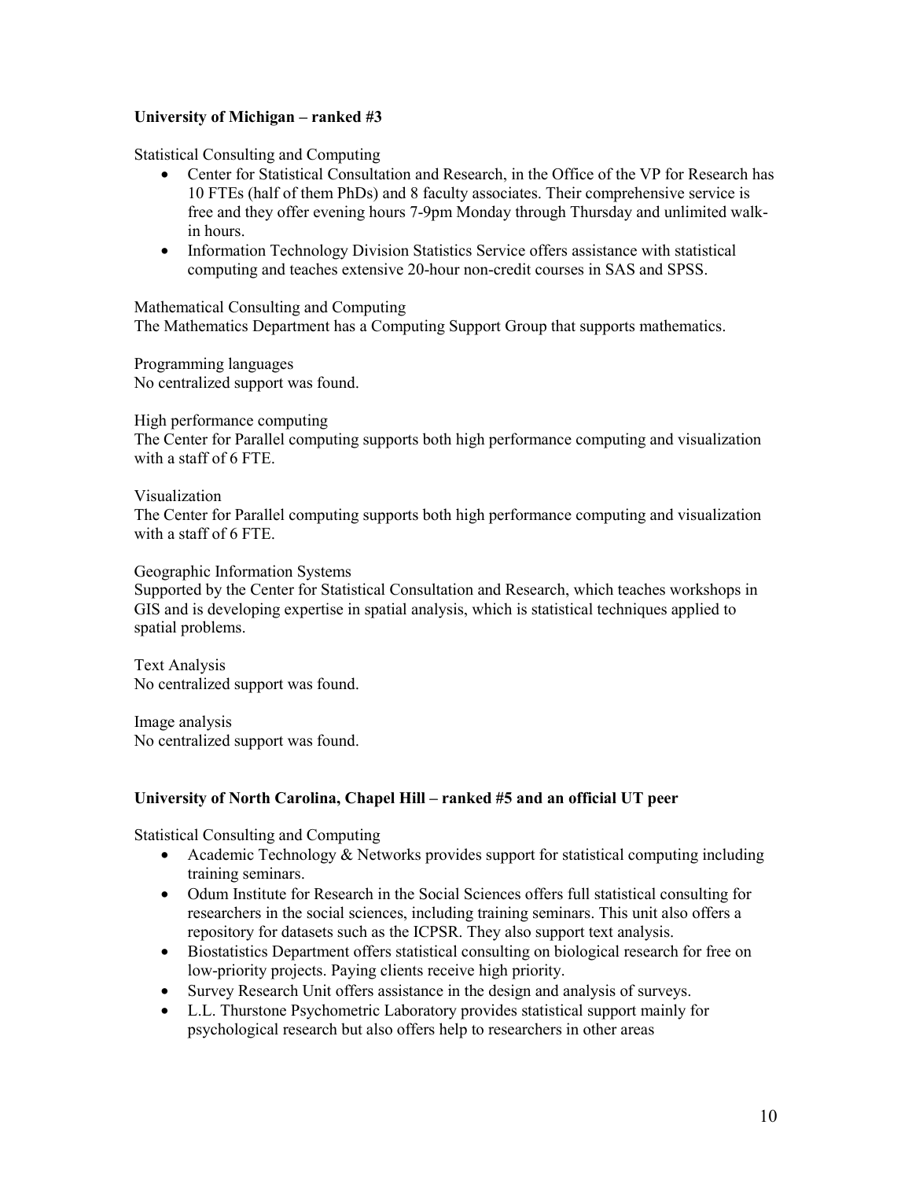**University of Michigan – ranked #3**

Statistical Consulting and Computing

- Center for Statistical Consultation and Research, in the Office of the VP for Research has 10 FTEs (half of them PhDs) and 8 faculty associates. Their comprehensive service is free and they offer evening hours 7-9pm Monday through Thursday and unlimited walk-in hours.
- Information Technology Division Statistics Service offers assistance with statistical computing and teaches extensive 20-hour non-credit courses in SAS and SPSS.

Mathematical Consulting and Computing
The Mathematics Department has a Computing Support Group that supports mathematics.

Programming languages
No centralized support was found.

High performance computing
The Center for Parallel computing supports both high performance computing and visualization with a staff of 6 FTE.

Visualization
The Center for Parallel computing supports both high performance computing and visualization with a staff of 6 FTE.

Geographic Information Systems
Supported by the Center for Statistical Consultation and Research, which teaches workshops in GIS and is developing expertise in spatial analysis, which is statistical techniques applied to spatial problems.

Text Analysis
No centralized support was found.

Image analysis
No centralized support was found.

**University of North Carolina, Chapel Hill – ranked #5 and an official UT peer**

Statistical Consulting and Computing

- Academic Technology & Networks provides support for statistical computing including training seminars.
- Odum Institute for Research in the Social Sciences offers full statistical consulting for researchers in the social sciences, including training seminars. This unit also offers a repository for datasets such as the ICPSR. They also support text analysis.
- Biostatistics Department offers statistical consulting on biological research for free on low-priority projects. Paying clients receive high priority.
- Survey Research Unit offers assistance in the design and analysis of surveys.
- L.L. Thurstone Psychometric Laboratory provides statistical support mainly for psychological research but also offers help to researchers in other areas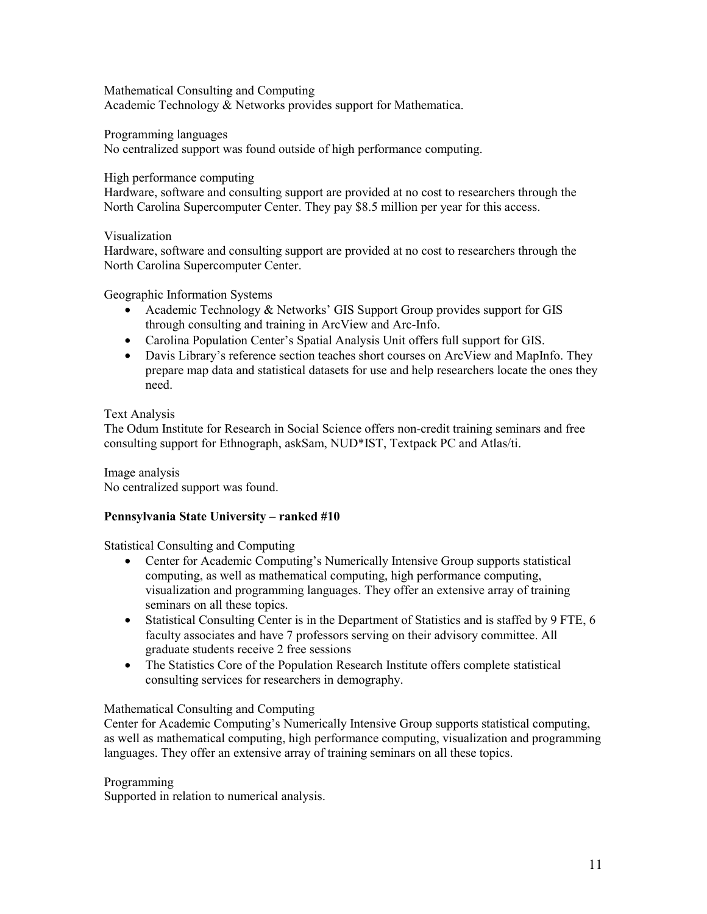Mathematical Consulting and Computing
Academic Technology & Networks provides support for Mathematica.

Programming languages
No centralized support was found outside of high performance computing.

High performance computing
Hardware, software and consulting support are provided at no cost to researchers through the North Carolina Supercomputer Center. They pay $8.5 million per year for this access.

Visualization
Hardware, software and consulting support are provided at no cost to researchers through the North Carolina Supercomputer Center.

Geographic Information Systems

- Academic Technology & Networks' GIS Support Group provides support for GIS through consulting and training in ArcView and Arc-Info.
- Carolina Population Center's Spatial Analysis Unit offers full support for GIS.
- Davis Library's reference section teaches short courses on ArcView and MapInfo. They prepare map data and statistical datasets for use and help researchers locate the ones they need.

Text Analysis
The Odum Institute for Research in Social Science offers non-credit training seminars and free consulting support for Ethnograph, askSam, NUD*IST, Textpack PC and Atlas/ti.

Image analysis
No centralized support was found.

**Pennsylvania State University – ranked #10**

Statistical Consulting and Computing

- Center for Academic Computing's Numerically Intensive Group supports statistical computing, as well as mathematical computing, high performance computing, visualization and programming languages. They offer an extensive array of training seminars on all these topics.
- Statistical Consulting Center is in the Department of Statistics and is staffed by 9 FTE, 6 faculty associates and have 7 professors serving on their advisory committee. All graduate students receive 2 free sessions
- The Statistics Core of the Population Research Institute offers complete statistical consulting services for researchers in demography.

Mathematical Consulting and Computing
Center for Academic Computing's Numerically Intensive Group supports statistical computing, as well as mathematical computing, high performance computing, visualization and programming languages. They offer an extensive array of training seminars on all these topics.

Programming
Supported in relation to numerical analysis.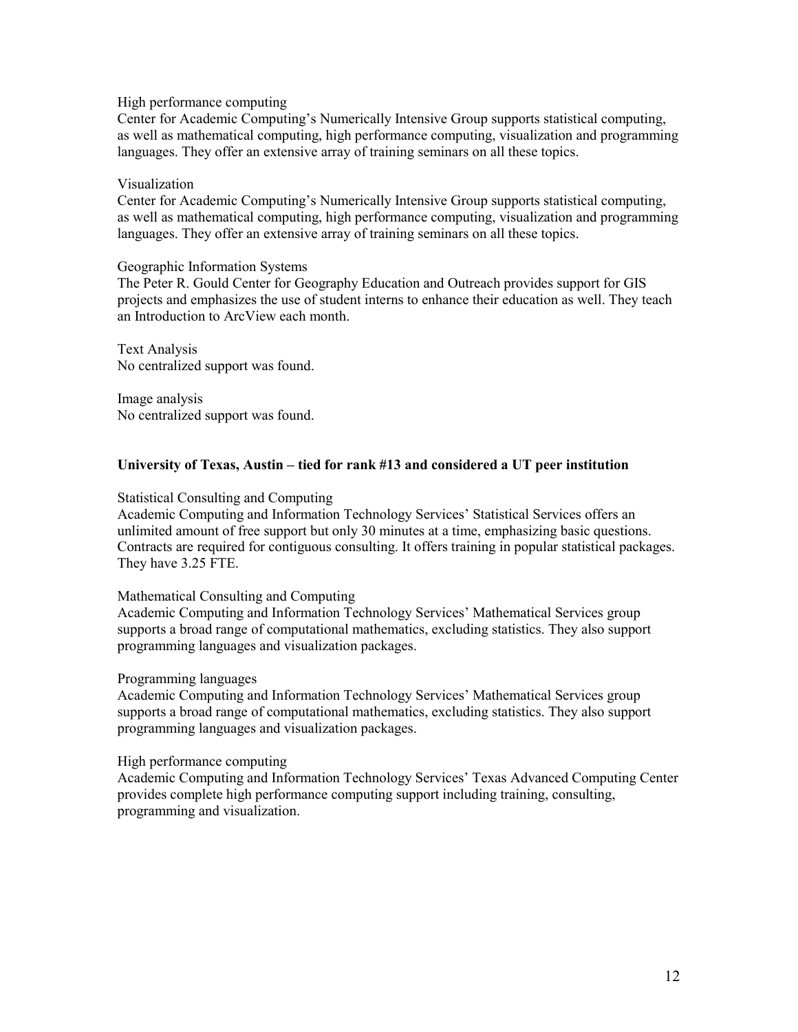High performance computing
Center for Academic Computing's Numerically Intensive Group supports statistical computing, as well as mathematical computing, high performance computing, visualization and programming languages. They offer an extensive array of training seminars on all these topics.

Visualization
Center for Academic Computing's Numerically Intensive Group supports statistical computing, as well as mathematical computing, high performance computing, visualization and programming languages. They offer an extensive array of training seminars on all these topics.

Geographic Information Systems
The Peter R. Gould Center for Geography Education and Outreach provides support for GIS projects and emphasizes the use of student interns to enhance their education as well. They teach an Introduction to ArcView each month.

Text Analysis
No centralized support was found.

Image analysis
No centralized support was found.

**University of Texas, Austin – tied for rank #13 and considered a UT peer institution**

Statistical Consulting and Computing
Academic Computing and Information Technology Services' Statistical Services offers an unlimited amount of free support but only 30 minutes at a time, emphasizing basic questions. Contracts are required for contiguous consulting. It offers training in popular statistical packages. They have 3.25 FTE.

Mathematical Consulting and Computing
Academic Computing and Information Technology Services' Mathematical Services group supports a broad range of computational mathematics, excluding statistics. They also support programming languages and visualization packages.

Programming languages
Academic Computing and Information Technology Services' Mathematical Services group supports a broad range of computational mathematics, excluding statistics. They also support programming languages and visualization packages.

High performance computing
Academic Computing and Information Technology Services' Texas Advanced Computing Center provides complete high performance computing support including training, consulting, programming and visualization.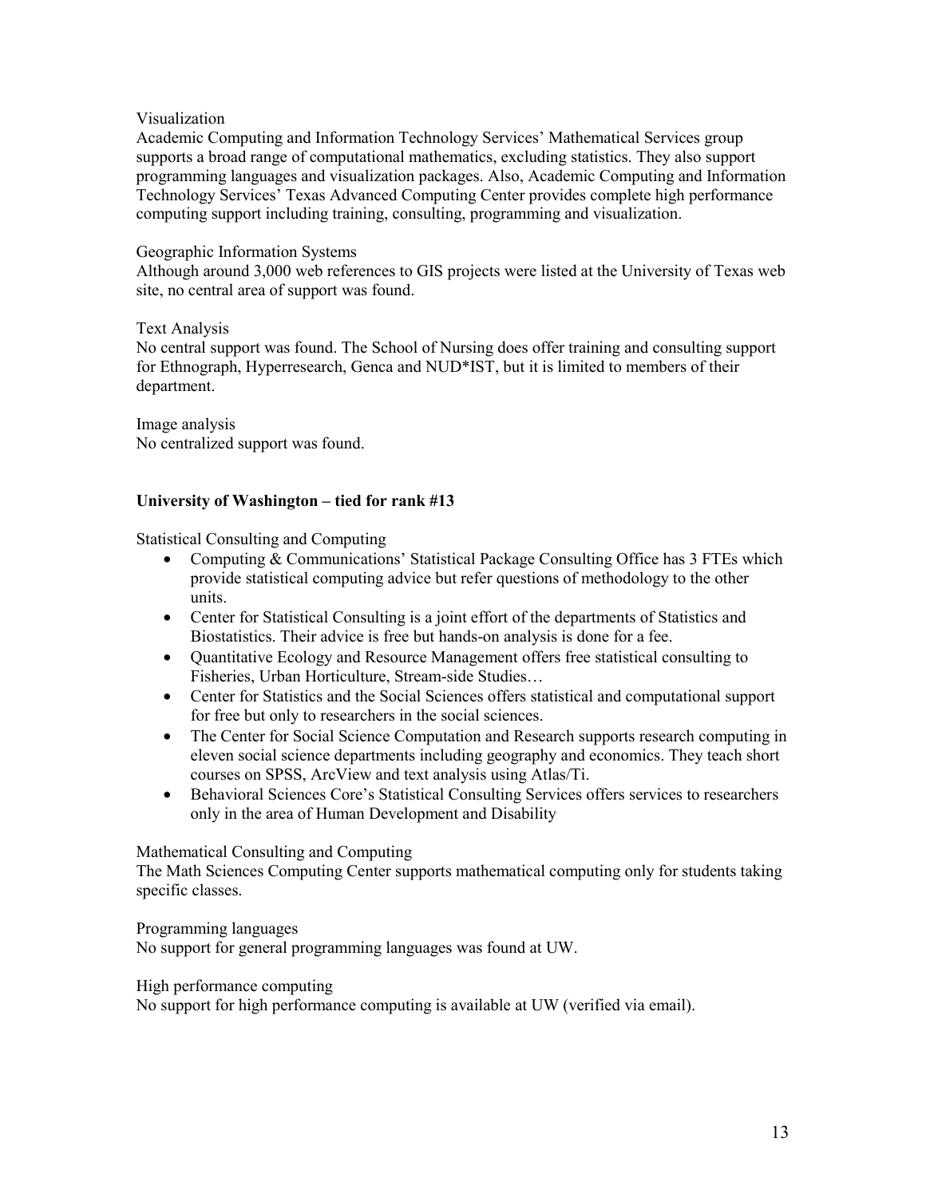Visualization

Academic Computing and Information Technology Services' Mathematical Services group supports a broad range of computational mathematics, excluding statistics. They also support programming languages and visualization packages. Also, Academic Computing and Information Technology Services' Texas Advanced Computing Center provides complete high performance computing support including training, consulting, programming and visualization.

Geographic Information Systems

Although around 3,000 web references to GIS projects were listed at the University of Texas web site, no central area of support was found.

Text Analysis

No central support was found. The School of Nursing does offer training and consulting support for Ethnograph, Hyperresearch, Genca and NUD*IST, but it is limited to members of their department.

Image analysis

No centralized support was found.

**University of Washington – tied for rank #13**

Statistical Consulting and Computing

- Computing & Communications' Statistical Package Consulting Office has 3 FTEs which provide statistical computing advice but refer questions of methodology to the other units.
- Center for Statistical Consulting is a joint effort of the departments of Statistics and Biostatistics. Their advice is free but hands-on analysis is done for a fee.
- Quantitative Ecology and Resource Management offers free statistical consulting to Fisheries, Urban Horticulture, Stream-side Studies…
- Center for Statistics and the Social Sciences offers statistical and computational support for free but only to researchers in the social sciences.
- The Center for Social Science Computation and Research supports research computing in eleven social science departments including geography and economics. They teach short courses on SPSS, ArcView and text analysis using Atlas/Ti.
- Behavioral Sciences Core's Statistical Consulting Services offers services to researchers only in the area of Human Development and Disability

Mathematical Consulting and Computing

The Math Sciences Computing Center supports mathematical computing only for students taking specific classes.

Programming languages

No support for general programming languages was found at UW.

High performance computing

No support for high performance computing is available at UW (verified via email).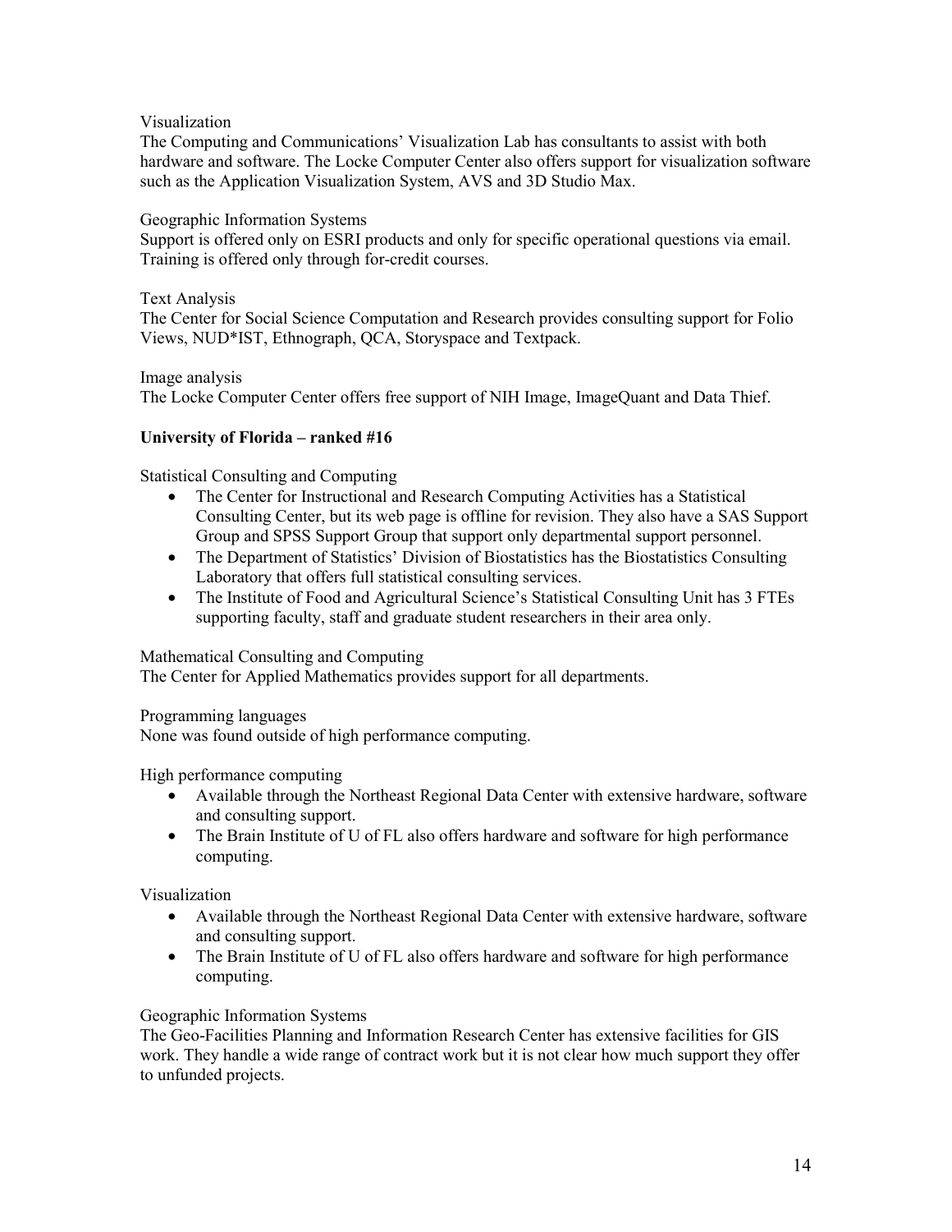Visualization

The Computing and Communications' Visualization Lab has consultants to assist with both hardware and software. The Locke Computer Center also offers support for visualization software such as the Application Visualization System, AVS and 3D Studio Max.

Geographic Information Systems

Support is offered only on ESRI products and only for specific operational questions via email. Training is offered only through for-credit courses.

Text Analysis

The Center for Social Science Computation and Research provides consulting support for Folio Views, NUD*IST, Ethnograph, QCA, Storyspace and Textpack.

Image analysis

The Locke Computer Center offers free support of NIH Image, ImageQuant and Data Thief.

**University of Florida – ranked #16**

Statistical Consulting and Computing

- The Center for Instructional and Research Computing Activities has a Statistical Consulting Center, but its web page is offline for revision. They also have a SAS Support Group and SPSS Support Group that support only departmental support personnel.
- The Department of Statistics' Division of Biostatistics has the Biostatistics Consulting Laboratory that offers full statistical consulting services.
- The Institute of Food and Agricultural Science's Statistical Consulting Unit has 3 FTEs supporting faculty, staff and graduate student researchers in their area only.

Mathematical Consulting and Computing

The Center for Applied Mathematics provides support for all departments.

Programming languages

None was found outside of high performance computing.

High performance computing

- Available through the Northeast Regional Data Center with extensive hardware, software and consulting support.
- The Brain Institute of U of FL also offers hardware and software for high performance computing.

Visualization

- Available through the Northeast Regional Data Center with extensive hardware, software and consulting support.
- The Brain Institute of U of FL also offers hardware and software for high performance computing.

Geographic Information Systems

The Geo-Facilities Planning and Information Research Center has extensive facilities for GIS work. They handle a wide range of contract work but it is not clear how much support they offer to unfunded projects.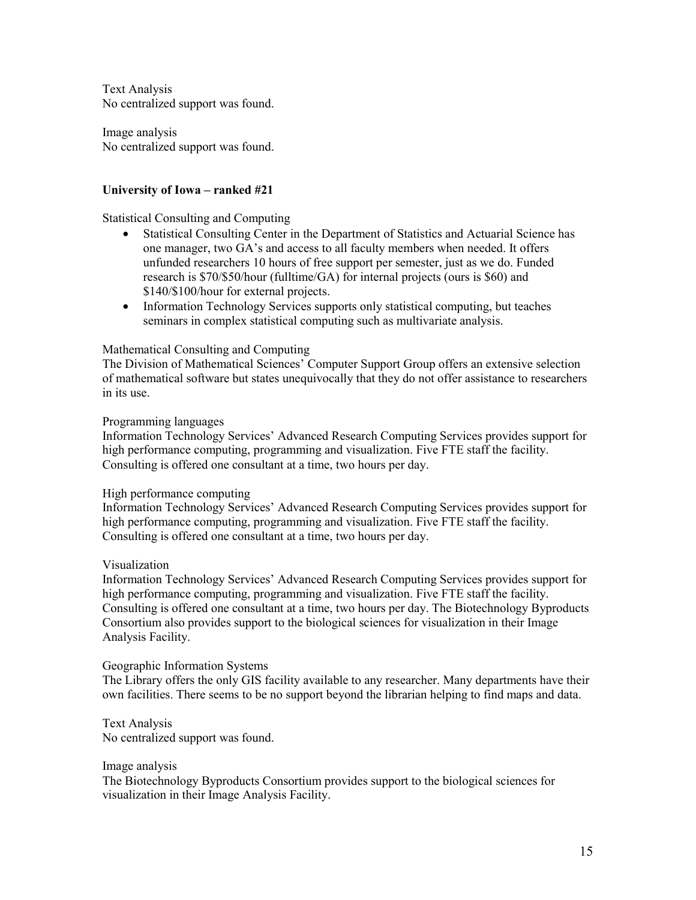Text Analysis
No centralized support was found.

Image analysis
No centralized support was found.

**University of Iowa – ranked #21**

Statistical Consulting and Computing

- Statistical Consulting Center in the Department of Statistics and Actuarial Science has one manager, two GA's and access to all faculty members when needed. It offers unfunded researchers 10 hours of free support per semester, just as we do. Funded research is $70/$50/hour (fulltime/GA) for internal projects (ours is $60) and $140/$100/hour for external projects.
- Information Technology Services supports only statistical computing, but teaches seminars in complex statistical computing such as multivariate analysis.

Mathematical Consulting and Computing
The Division of Mathematical Sciences' Computer Support Group offers an extensive selection of mathematical software but states unequivocally that they do not offer assistance to researchers in its use.

Programming languages
Information Technology Services' Advanced Research Computing Services provides support for high performance computing, programming and visualization. Five FTE staff the facility. Consulting is offered one consultant at a time, two hours per day.

High performance computing
Information Technology Services' Advanced Research Computing Services provides support for high performance computing, programming and visualization. Five FTE staff the facility. Consulting is offered one consultant at a time, two hours per day.

Visualization
Information Technology Services' Advanced Research Computing Services provides support for high performance computing, programming and visualization. Five FTE staff the facility. Consulting is offered one consultant at a time, two hours per day. The Biotechnology Byproducts Consortium also provides support to the biological sciences for visualization in their Image Analysis Facility.

Geographic Information Systems
The Library offers the only GIS facility available to any researcher. Many departments have their own facilities. There seems to be no support beyond the librarian helping to find maps and data.

Text Analysis
No centralized support was found.

Image analysis
The Biotechnology Byproducts Consortium provides support to the biological sciences for visualization in their Image Analysis Facility.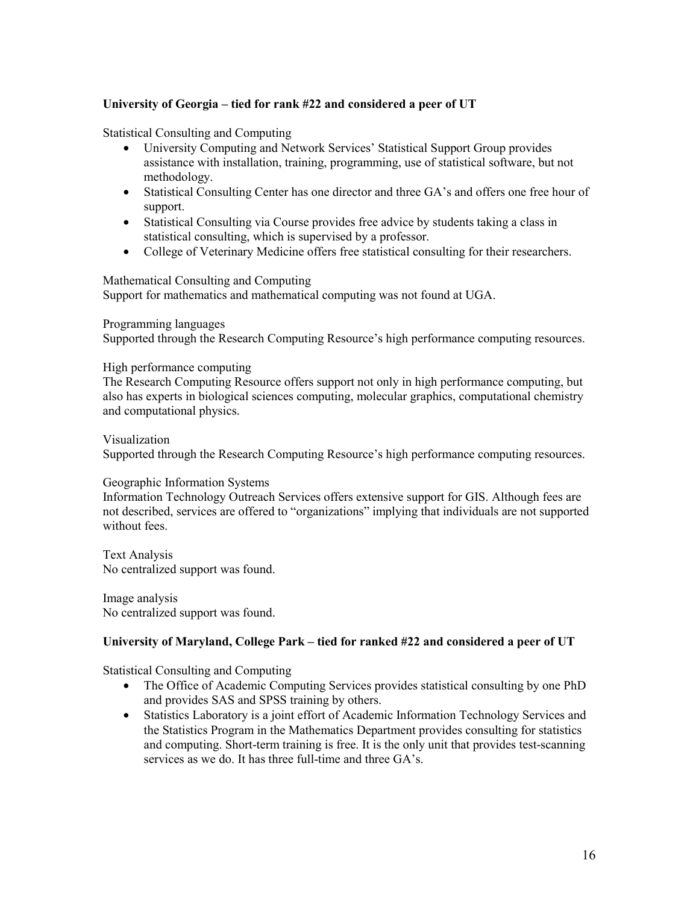**University of Georgia – tied for rank #22 and considered a peer of UT**

Statistical Consulting and Computing

- University Computing and Network Services' Statistical Support Group provides assistance with installation, training, programming, use of statistical software, but not methodology.
- Statistical Consulting Center has one director and three GA's and offers one free hour of support.
- Statistical Consulting via Course provides free advice by students taking a class in statistical consulting, which is supervised by a professor.
- College of Veterinary Medicine offers free statistical consulting for their researchers.

Mathematical Consulting and Computing
Support for mathematics and mathematical computing was not found at UGA.

Programming languages
Supported through the Research Computing Resource's high performance computing resources.

High performance computing
The Research Computing Resource offers support not only in high performance computing, but also has experts in biological sciences computing, molecular graphics, computational chemistry and computational physics.

Visualization
Supported through the Research Computing Resource's high performance computing resources.

Geographic Information Systems
Information Technology Outreach Services offers extensive support for GIS. Although fees are not described, services are offered to "organizations" implying that individuals are not supported without fees.

Text Analysis
No centralized support was found.

Image analysis
No centralized support was found.

**University of Maryland, College Park – tied for ranked #22 and considered a peer of UT**

Statistical Consulting and Computing

- The Office of Academic Computing Services provides statistical consulting by one PhD and provides SAS and SPSS training by others.
- Statistics Laboratory is a joint effort of Academic Information Technology Services and the Statistics Program in the Mathematics Department provides consulting for statistics and computing. Short-term training is free. It is the only unit that provides test-scanning services as we do. It has three full-time and three GA's.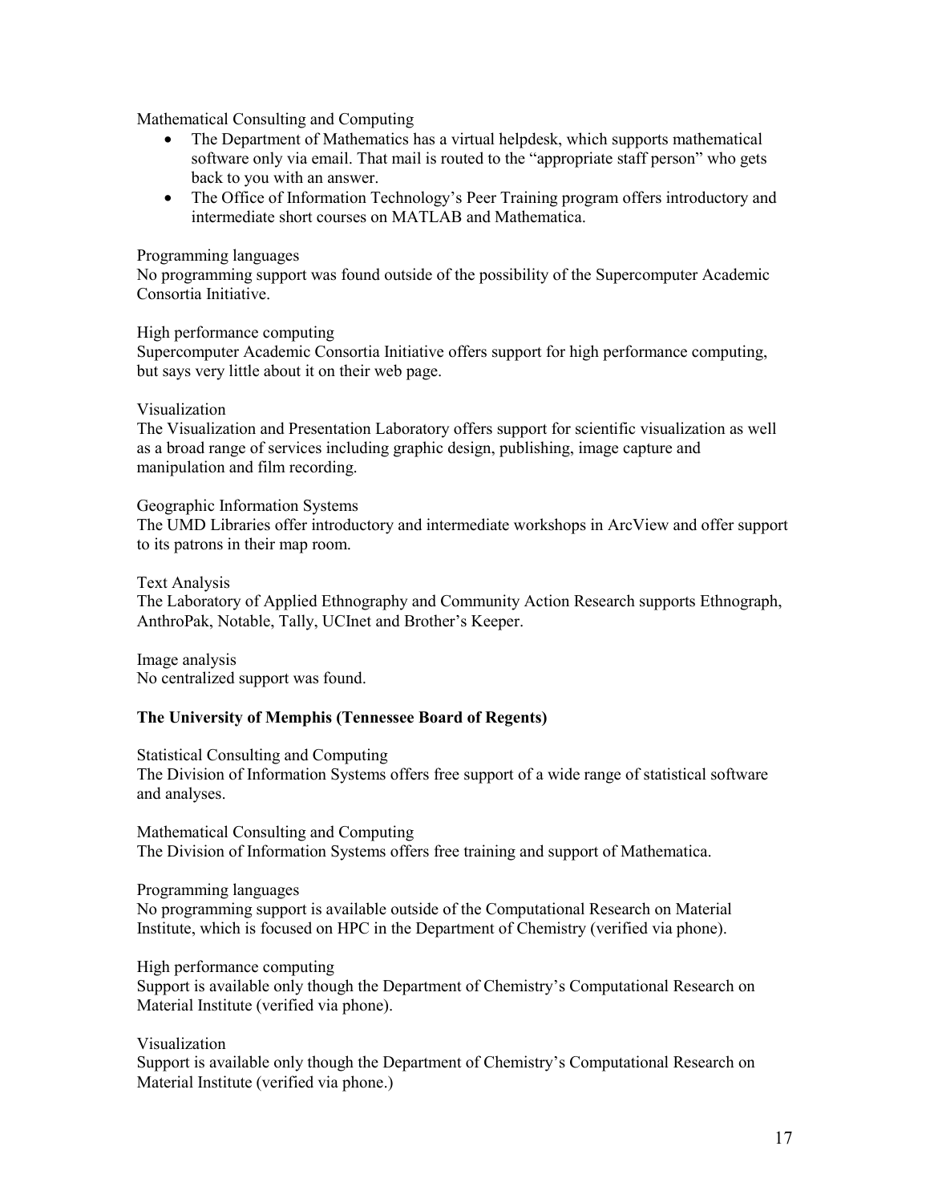Mathematical Consulting and Computing

- The Department of Mathematics has a virtual helpdesk, which supports mathematical software only via email. That mail is routed to the "appropriate staff person" who gets back to you with an answer.
- The Office of Information Technology's Peer Training program offers introductory and intermediate short courses on MATLAB and Mathematica.

Programming languages

No programming support was found outside of the possibility of the Supercomputer Academic Consortia Initiative.

High performance computing

Supercomputer Academic Consortia Initiative offers support for high performance computing, but says very little about it on their web page.

Visualization

The Visualization and Presentation Laboratory offers support for scientific visualization as well as a broad range of services including graphic design, publishing, image capture and manipulation and film recording.

Geographic Information Systems

The UMD Libraries offer introductory and intermediate workshops in ArcView and offer support to its patrons in their map room.

Text Analysis

The Laboratory of Applied Ethnography and Community Action Research supports Ethnograph, AnthroPak, Notable, Tally, UCInet and Brother's Keeper.

Image analysis

No centralized support was found.

**The University of Memphis (Tennessee Board of Regents)**

Statistical Consulting and Computing

The Division of Information Systems offers free support of a wide range of statistical software and analyses.

Mathematical Consulting and Computing

The Division of Information Systems offers free training and support of Mathematica.

Programming languages

No programming support is available outside of the Computational Research on Material Institute, which is focused on HPC in the Department of Chemistry (verified via phone).

High performance computing

Support is available only though the Department of Chemistry's Computational Research on Material Institute (verified via phone).

Visualization

Support is available only though the Department of Chemistry's Computational Research on Material Institute (verified via phone.)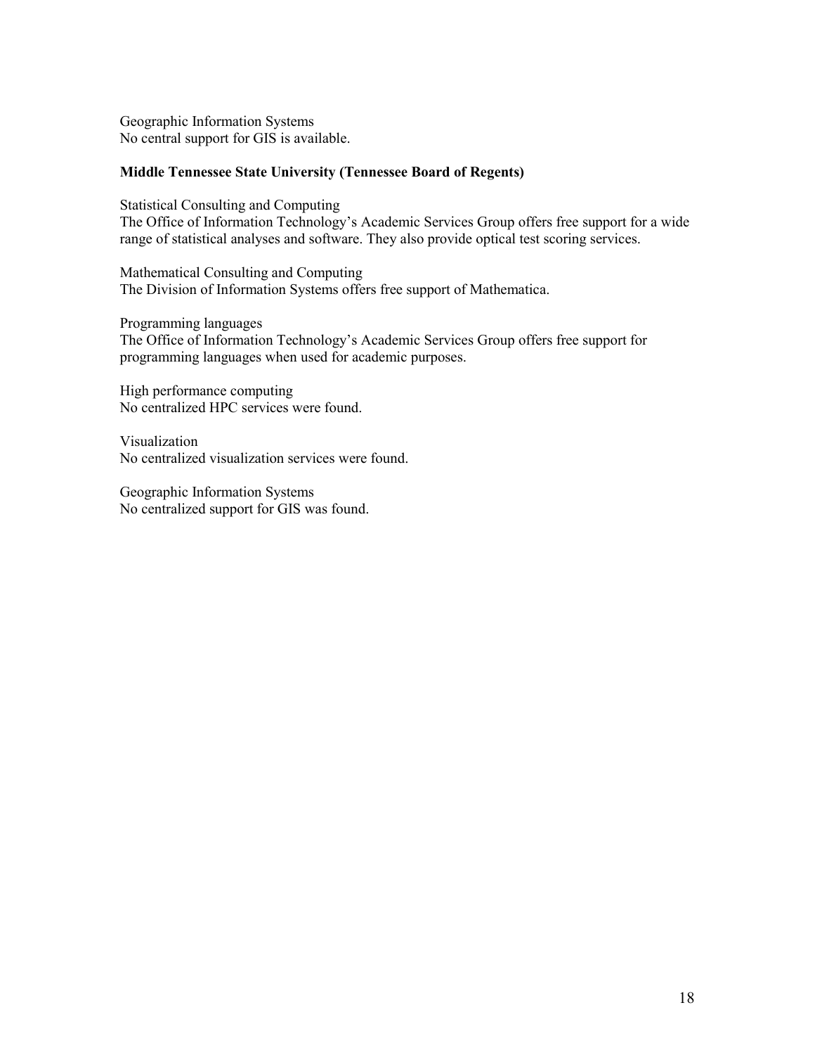Geographic Information Systems
No central support for GIS is available.

**Middle Tennessee State University (Tennessee Board of Regents)**

Statistical Consulting and Computing
The Office of Information Technology's Academic Services Group offers free support for a wide range of statistical analyses and software. They also provide optical test scoring services.

Mathematical Consulting and Computing
The Division of Information Systems offers free support of Mathematica.

Programming languages
The Office of Information Technology's Academic Services Group offers free support for programming languages when used for academic purposes.

High performance computing
No centralized HPC services were found.

Visualization
No centralized visualization services were found.

Geographic Information Systems
No centralized support for GIS was found.